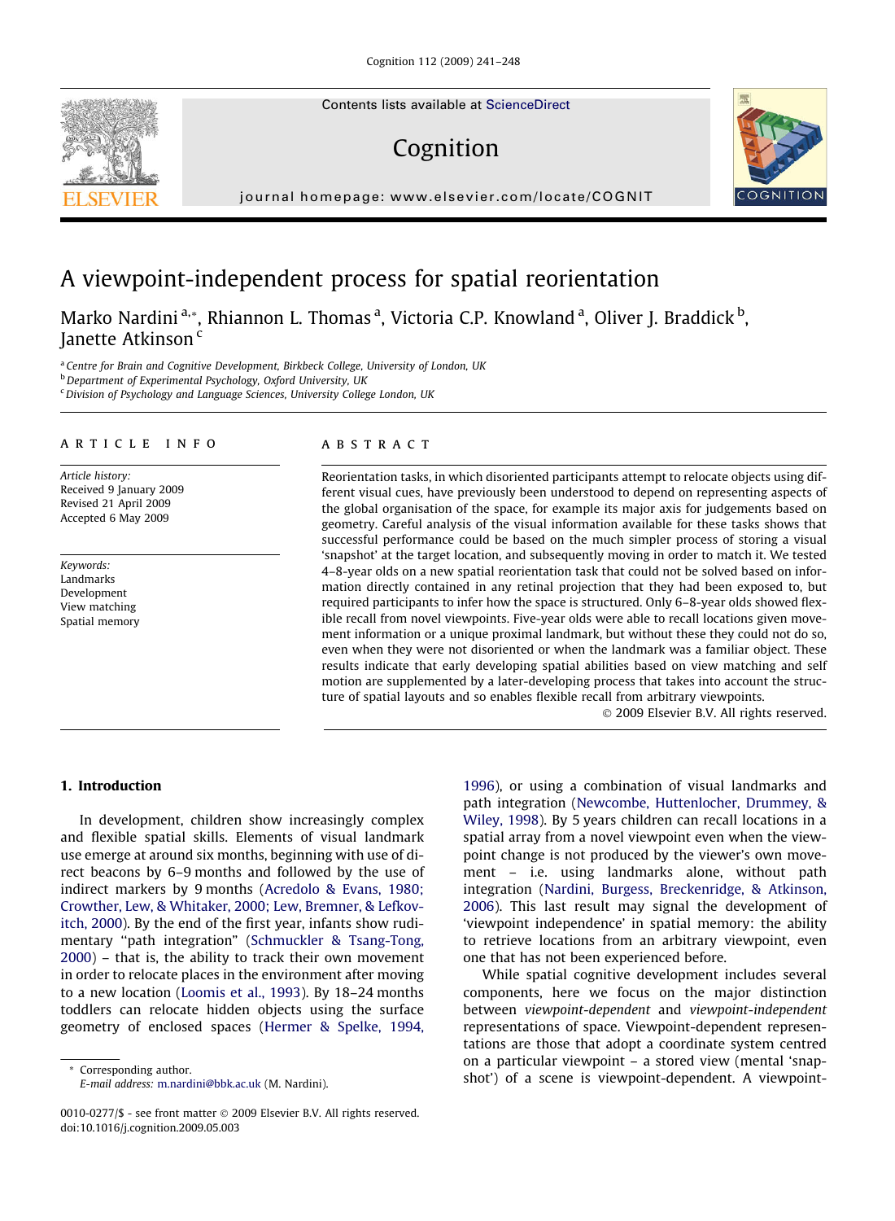# A viewpoint-independent process for spatial reorientation

Marko Nardini [a,*], Rhiannon L. Thomas [a], Victoria C.P. Knowland [a], Oliver J. Braddick [b], Janette Atkinson [c]

[a] Centre for Brain and Cognitive Development, Birkbeck College, University of London, UK
[b] Department of Experimental Psychology, Oxford University, UK
[c] Division of Psychology and Language Sciences, University College London, UK

## ARTICLE INFO

*Article history:*
Received 9 January 2009
Revised 21 April 2009
Accepted 6 May 2009

*Keywords:*
Landmarks
Development
View matching
Spatial memory

## ABSTRACT

Reorientation tasks, in which disoriented participants attempt to relocate objects using different visual cues, have previously been understood to depend on representing aspects of the global organisation of the space, for example its major axis for judgements based on geometry. Careful analysis of the visual information available for these tasks shows that successful performance could be based on the much simpler process of storing a visual 'snapshot' at the target location, and subsequently moving in order to match it. We tested 4–8-year olds on a new spatial reorientation task that could not be solved based on information directly contained in any retinal projection that they had been exposed to, but required participants to infer how the space is structured. Only 6–8-year olds showed flexible recall from novel viewpoints. Five-year olds were able to recall locations given movement information or a unique proximal landmark, but without these they could not do so, even when they were not disoriented or when the landmark was a familiar object. These results indicate that early developing spatial abilities based on view matching and self motion are supplemented by a later-developing process that takes into account the structure of spatial layouts and so enables flexible recall from arbitrary viewpoints.

© 2009 Elsevier B.V. All rights reserved.

## 1. Introduction

In development, children show increasingly complex and flexible spatial skills. Elements of visual landmark use emerge at around six months, beginning with use of direct beacons by 6–9 months and followed by the use of indirect markers by 9 months (Acredolo & Evans, 1980; Crowther, Lew, & Whitaker, 2000; Lew, Bremner, & Lefkovitch, 2000). By the end of the first year, infants show rudimentary "path integration" (Schmuckler & Tsang-Tong, 2000) – that is, the ability to track their own movement in order to relocate places in the environment after moving to a new location (Loomis et al., 1993). By 18–24 months toddlers can relocate hidden objects using the surface geometry of enclosed spaces (Hermer & Spelke, 1994, 1996), or using a combination of visual landmarks and path integration (Newcombe, Huttenlocher, Drummey, & Wiley, 1998). By 5 years children can recall locations in a spatial array from a novel viewpoint even when the viewpoint change is not produced by the viewer's own movement – i.e. using landmarks alone, without path integration (Nardini, Burgess, Breckenridge, & Atkinson, 2006). This last result may signal the development of 'viewpoint independence' in spatial memory: the ability to retrieve locations from an arbitrary viewpoint, even one that has not been experienced before.

While spatial cognitive development includes several components, here we focus on the major distinction between *viewpoint-dependent* and *viewpoint-independent* representations of space. Viewpoint-dependent representations are those that adopt a coordinate system centred on a particular viewpoint – a stored view (mental 'snapshot') of a scene is viewpoint-dependent. A viewpoint-

* Corresponding author.
*E-mail address:* m.nardini@bbk.ac.uk (M. Nardini).

0010-0277/$ - see front matter © 2009 Elsevier B.V. All rights reserved.
doi:10.1016/j.cognition.2009.05.003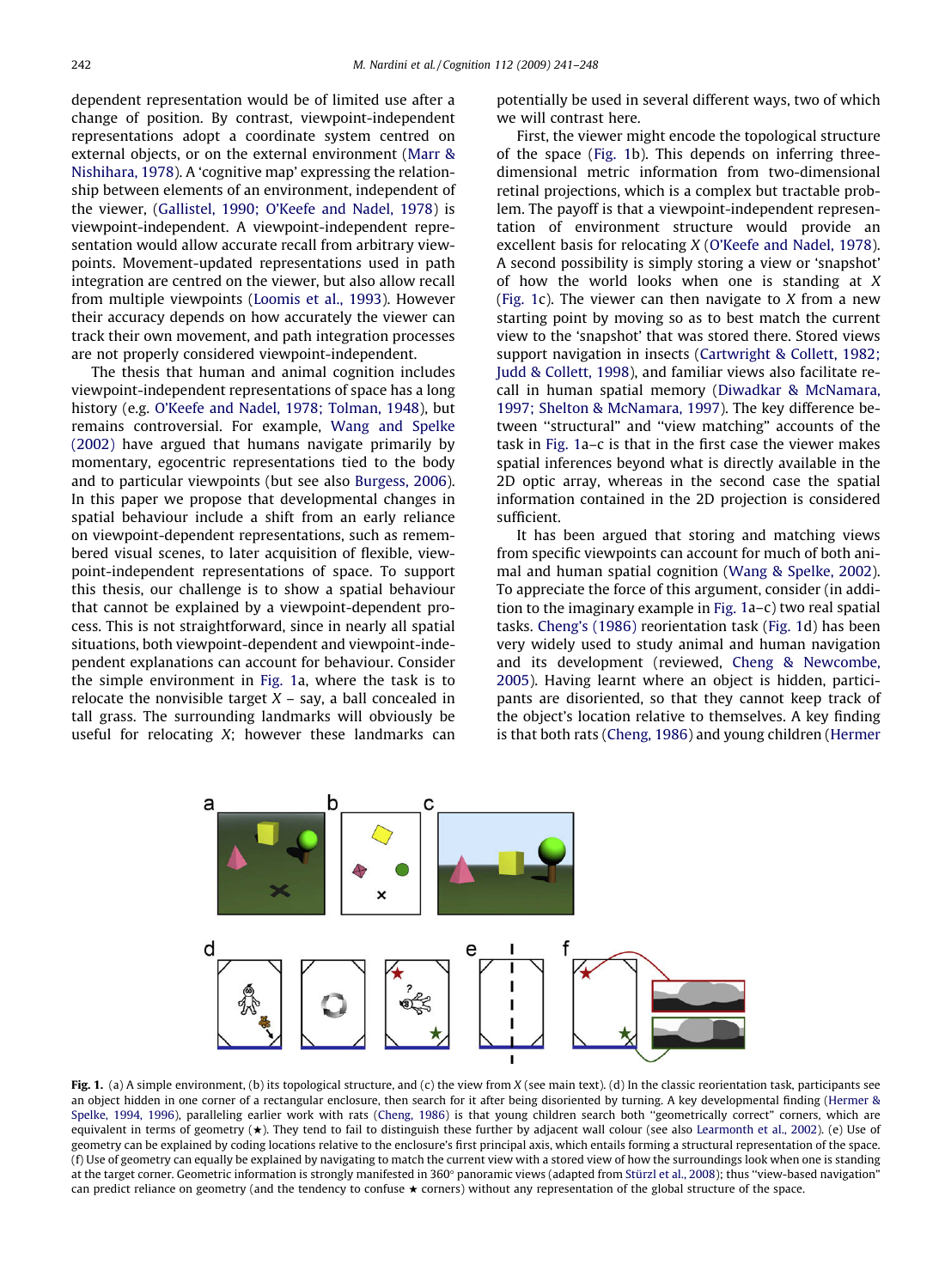dependent representation would be of limited use after a change of position. By contrast, viewpoint-independent representations adopt a coordinate system centred on external objects, or on the external environment (Marr & Nishihara, 1978). A 'cognitive map' expressing the relationship between elements of an environment, independent of the viewer, (Gallistel, 1990; O'Keefe and Nadel, 1978) is viewpoint-independent. A viewpoint-independent representation would allow accurate recall from arbitrary viewpoints. Movement-updated representations used in path integration are centred on the viewer, but also allow recall from multiple viewpoints (Loomis et al., 1993). However their accuracy depends on how accurately the viewer can track their own movement, and path integration processes are not properly considered viewpoint-independent.

The thesis that human and animal cognition includes viewpoint-independent representations of space has a long history (e.g. O'Keefe and Nadel, 1978; Tolman, 1948), but remains controversial. For example, Wang and Spelke (2002) have argued that humans navigate primarily by momentary, egocentric representations tied to the body and to particular viewpoints (but see also Burgess, 2006). In this paper we propose that developmental changes in spatial behaviour include a shift from an early reliance on viewpoint-dependent representations, such as remembered visual scenes, to later acquisition of flexible, viewpoint-independent representations of space. To support this thesis, our challenge is to show a spatial behaviour that cannot be explained by a viewpoint-dependent process. This is not straightforward, since in nearly all spatial situations, both viewpoint-dependent and viewpoint-independent explanations can account for behaviour. Consider the simple environment in Fig. 1a, where the task is to relocate the nonvisible target *X* – say, a ball concealed in tall grass. The surrounding landmarks will obviously be useful for relocating *X*; however these landmarks can potentially be used in several different ways, two of which we will contrast here.

First, the viewer might encode the topological structure of the space (Fig. 1b). This depends on inferring three-dimensional metric information from two-dimensional retinal projections, which is a complex but tractable problem. The payoff is that a viewpoint-independent representation of environment structure would provide an excellent basis for relocating *X* (O'Keefe and Nadel, 1978). A second possibility is simply storing a view or 'snapshot' of how the world looks when one is standing at *X* (Fig. 1c). The viewer can then navigate to *X* from a new starting point by moving so as to best match the current view to the 'snapshot' that was stored there. Stored views support navigation in insects (Cartwright & Collett, 1982; Judd & Collett, 1998), and familiar views also facilitate recall in human spatial memory (Diwadkar & McNamara, 1997; Shelton & McNamara, 1997). The key difference between "structural" and "view matching" accounts of the task in Fig. 1a–c is that in the first case the viewer makes spatial inferences beyond what is directly available in the 2D optic array, whereas in the second case the spatial information contained in the 2D projection is considered sufficient.

It has been argued that storing and matching views from specific viewpoints can account for much of both animal and human spatial cognition (Wang & Spelke, 2002). To appreciate the force of this argument, consider (in addition to the imaginary example in Fig. 1a–c) two real spatial tasks. Cheng's (1986) reorientation task (Fig. 1d) has been very widely used to study animal and human navigation and its development (reviewed, Cheng & Newcombe, 2005). Having learnt where an object is hidden, participants are disoriented, so that they cannot keep track of the object's location relative to themselves. A key finding is that both rats (Cheng, 1986) and young children (Hermer

**Fig. 1.** (a) A simple environment, (b) its topological structure, and (c) the view from *X* (see main text). (d) In the classic reorientation task, participants see an object hidden in one corner of a rectangular enclosure, then search for it after being disoriented by turning. A key developmental finding (Hermer & Spelke, 1994, 1996), paralleling earlier work with rats (Cheng, 1986) is that young children search both "geometrically correct" corners, which are equivalent in terms of geometry (★). They tend to fail to distinguish these further by adjacent wall colour (see also Learmonth et al., 2002). (e) Use of geometry can be explained by coding locations relative to the enclosure's first principal axis, which entails forming a structural representation of the space. (f) Use of geometry can equally be explained by navigating to match the current view with a stored view of how the surroundings look when one is standing at the target corner. Geometric information is strongly manifested in 360° panoramic views (adapted from Stürzl et al., 2008); thus "view-based navigation" can predict reliance on geometry (and the tendency to confuse ★ corners) without any representation of the global structure of the space.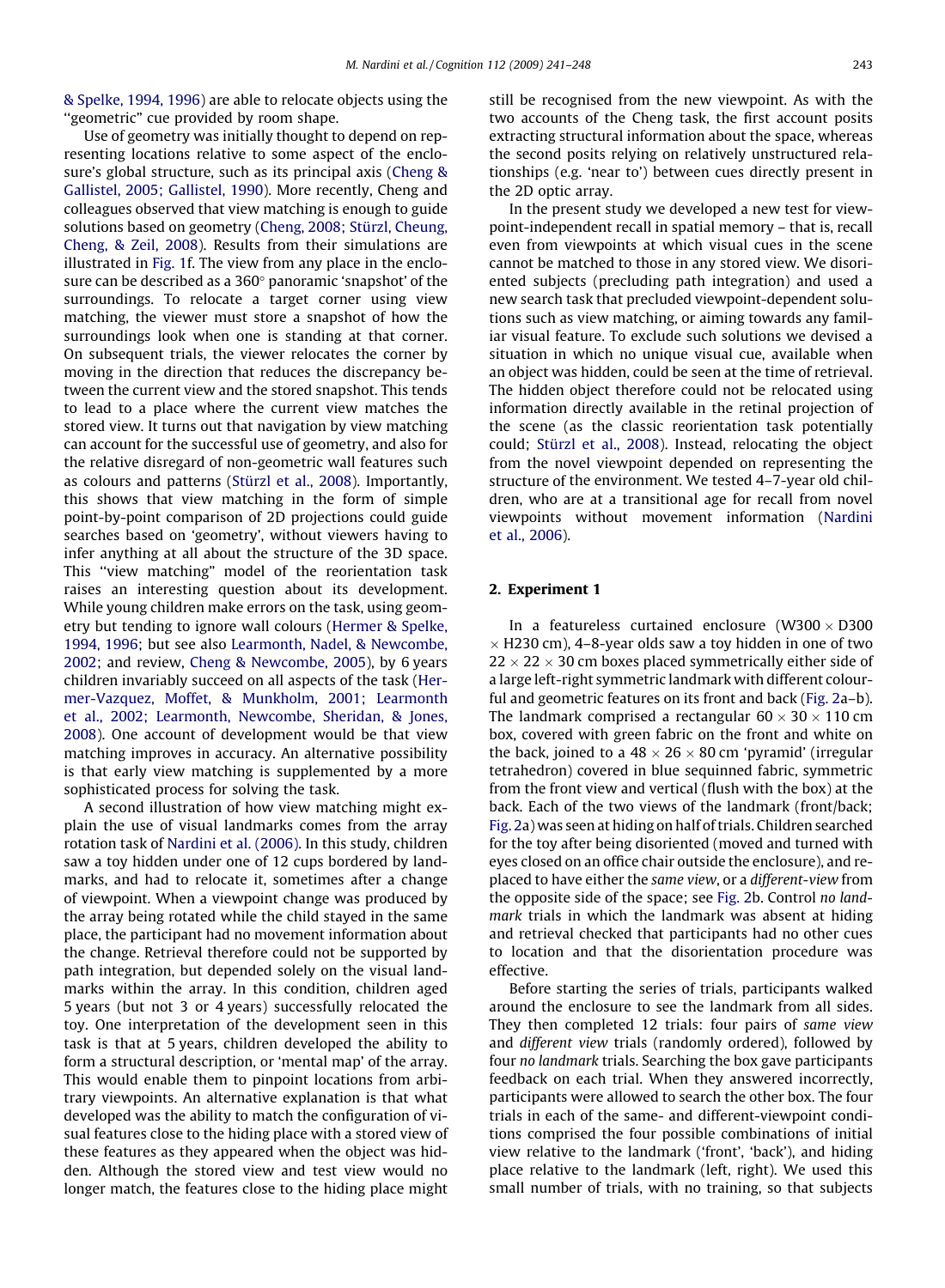& Spelke, 1994, 1996) are able to relocate objects using the "geometric" cue provided by room shape.

Use of geometry was initially thought to depend on representing locations relative to some aspect of the enclosure's global structure, such as its principal axis (Cheng & Gallistel, 2005; Gallistel, 1990). More recently, Cheng and colleagues observed that view matching is enough to guide solutions based on geometry (Cheng, 2008; Stürzl, Cheung, Cheng, & Zeil, 2008). Results from their simulations are illustrated in Fig. 1f. The view from any place in the enclosure can be described as a 360° panoramic 'snapshot' of the surroundings. To relocate a target corner using view matching, the viewer must store a snapshot of how the surroundings look when one is standing at that corner. On subsequent trials, the viewer relocates the corner by moving in the direction that reduces the discrepancy between the current view and the stored snapshot. This tends to lead to a place where the current view matches the stored view. It turns out that navigation by view matching can account for the successful use of geometry, and also for the relative disregard of non-geometric wall features such as colours and patterns (Stürzl et al., 2008). Importantly, this shows that view matching in the form of simple point-by-point comparison of 2D projections could guide searches based on 'geometry', without viewers having to infer anything at all about the structure of the 3D space. This "view matching" model of the reorientation task raises an interesting question about its development. While young children make errors on the task, using geometry but tending to ignore wall colours (Hermer & Spelke, 1994, 1996; but see also Learmonth, Nadel, & Newcombe, 2002; and review, Cheng & Newcombe, 2005), by 6 years children invariably succeed on all aspects of the task (Hermer-Vazquez, Moffet, & Munkholm, 2001; Learmonth et al., 2002; Learmonth, Newcombe, Sheridan, & Jones, 2008). One account of development would be that view matching improves in accuracy. An alternative possibility is that early view matching is supplemented by a more sophisticated process for solving the task.

A second illustration of how view matching might explain the use of visual landmarks comes from the array rotation task of Nardini et al. (2006). In this study, children saw a toy hidden under one of 12 cups bordered by landmarks, and had to relocate it, sometimes after a change of viewpoint. When a viewpoint change was produced by the array being rotated while the child stayed in the same place, the participant had no movement information about the change. Retrieval therefore could not be supported by path integration, but depended solely on the visual landmarks within the array. In this condition, children aged 5 years (but not 3 or 4 years) successfully relocated the toy. One interpretation of the development seen in this task is that at 5 years, children developed the ability to form a structural description, or 'mental map' of the array. This would enable them to pinpoint locations from arbitrary viewpoints. An alternative explanation is that what developed was the ability to match the configuration of visual features close to the hiding place with a stored view of these features as they appeared when the object was hidden. Although the stored view and test view would no longer match, the features close to the hiding place might still be recognised from the new viewpoint. As with the two accounts of the Cheng task, the first account posits extracting structural information about the space, whereas the second posits relying on relatively unstructured relationships (e.g. 'near to') between cues directly present in the 2D optic array.

In the present study we developed a new test for viewpoint-independent recall in spatial memory – that is, recall even from viewpoints at which visual cues in the scene cannot be matched to those in any stored view. We disoriented subjects (precluding path integration) and used a new search task that precluded viewpoint-dependent solutions such as view matching, or aiming towards any familiar visual feature. To exclude such solutions we devised a situation in which no unique visual cue, available when an object was hidden, could be seen at the time of retrieval. The hidden object therefore could not be relocated using information directly available in the retinal projection of the scene (as the classic reorientation task potentially could; Stürzl et al., 2008). Instead, relocating the object from the novel viewpoint depended on representing the structure of the environment. We tested 4–7-year old children, who are at a transitional age for recall from novel viewpoints without movement information (Nardini et al., 2006).

## 2. Experiment 1

In a featureless curtained enclosure (W300 × D300 × H230 cm), 4–8-year olds saw a toy hidden in one of two 22 × 22 × 30 cm boxes placed symmetrically either side of a large left-right symmetric landmark with different colourful and geometric features on its front and back (Fig. 2a–b). The landmark comprised a rectangular 60 × 30 × 110 cm box, covered with green fabric on the front and white on the back, joined to a 48 × 26 × 80 cm 'pyramid' (irregular tetrahedron) covered in blue sequinned fabric, symmetric from the front view and vertical (flush with the box) at the back. Each of the two views of the landmark (front/back; Fig. 2a) was seen at hiding on half of trials. Children searched for the toy after being disoriented (moved and turned with eyes closed on an office chair outside the enclosure), and replaced to have either the *same view*, or a *different-view* from the opposite side of the space; see Fig. 2b. Control *no landmark* trials in which the landmark was absent at hiding and retrieval checked that participants had no other cues to location and that the disorientation procedure was effective.

Before starting the series of trials, participants walked around the enclosure to see the landmark from all sides. They then completed 12 trials: four pairs of *same view* and *different view* trials (randomly ordered), followed by four *no landmark* trials. Searching the box gave participants feedback on each trial. When they answered incorrectly, participants were allowed to search the other box. The four trials in each of the same- and different-viewpoint conditions comprised the four possible combinations of initial view relative to the landmark ('front', 'back'), and hiding place relative to the landmark (left, right). We used this small number of trials, with no training, so that subjects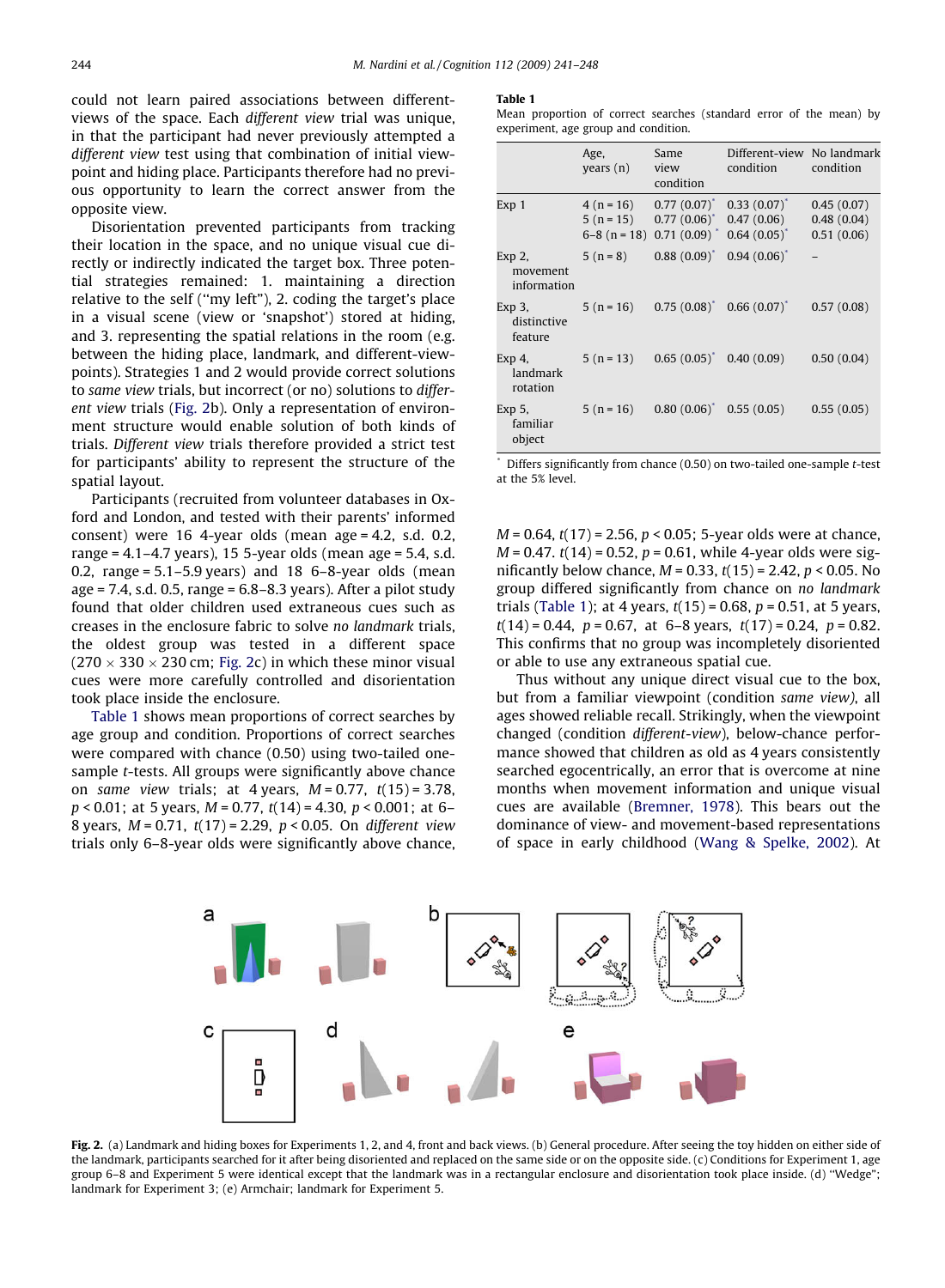could not learn paired associations between different-views of the space. Each *different view* trial was unique, in that the participant had never previously attempted a *different view* test using that combination of initial viewpoint and hiding place. Participants therefore had no previous opportunity to learn the correct answer from the opposite view.

Disorientation prevented participants from tracking their location in the space, and no unique visual cue directly or indirectly indicated the target box. Three potential strategies remained: 1. maintaining a direction relative to the self ("my left"), 2. coding the target's place in a visual scene (view or 'snapshot') stored at hiding, and 3. representing the spatial relations in the room (e.g. between the hiding place, landmark, and different-view-points). Strategies 1 and 2 would provide correct solutions to *same view* trials, but incorrect (or no) solutions to *different view* trials (Fig. 2b). Only a representation of environment structure would enable solution of both kinds of trials. *Different view* trials therefore provided a strict test for participants' ability to represent the structure of the spatial layout.

Participants (recruited from volunteer databases in Oxford and London, and tested with their parents' informed consent) were 16 4-year olds (mean age = 4.2, s.d. 0.2, range = 4.1–4.7 years), 15 5-year olds (mean age = 5.4, s.d. 0.2, range = 5.1–5.9 years) and 18 6–8-year olds (mean age = 7.4, s.d. 0.5, range = 6.8–8.3 years). After a pilot study found that older children used extraneous cues such as creases in the enclosure fabric to solve *no landmark* trials, the oldest group was tested in a different space (270 × 330 × 230 cm; Fig. 2c) in which these minor visual cues were more carefully controlled and disorientation took place inside the enclosure.

Table 1 shows mean proportions of correct searches by age group and condition. Proportions of correct searches were compared with chance (0.50) using two-tailed one-sample *t*-tests. All groups were significantly above chance on *same view* trials; at 4 years, $M = 0.77$, $t(15) = 3.78$, $p < 0.01$; at 5 years, $M = 0.77$, $t(14) = 4.30$, $p < 0.001$; at 6–8 years, $M = 0.71$, $t(17) = 2.29$, $p < 0.05$. On *different view* trials only 6–8-year olds were significantly above chance, $M = 0.64$, $t(17) = 2.56$, $p < 0.05$; 5-year olds were at chance, $M = 0.47$. $t(14) = 0.52$, $p = 0.61$, while 4-year olds were significantly below chance, $M = 0.33$, $t(15) = 2.42$, $p < 0.05$. No group differed significantly from chance on *no landmark* trials (Table 1); at 4 years, $t(15) = 0.68$, $p = 0.51$, at 5 years, $t(14) = 0.44$, $p = 0.67$, at 6–8 years, $t(17) = 0.24$, $p = 0.82$. This confirms that no group was incompletely disoriented or able to use any extraneous spatial cue.

Thus without any unique direct visual cue to the box, but from a familiar viewpoint (condition *same view*), all ages showed reliable recall. Strikingly, when the viewpoint changed (condition *different-view*), below-chance performance showed that children as old as 4 years consistently searched egocentrically, an error that is overcome at nine months when movement information and unique visual cues are available (Bremner, 1978). This bears out the dominance of view- and movement-based representations of space in early childhood (Wang & Spelke, 2002). At

**Table 1**
Mean proportion of correct searches (standard error of the mean) by experiment, age group and condition.

| | Age, years (n) | Same view condition | Different-view condition | No landmark condition |
|---|---|---|---|---|
| Exp 1 | 4 (n = 16) | 0.77 (0.07)* | 0.33 (0.07)* | 0.45 (0.07) |
| | 5 (n = 15) | 0.77 (0.06)* | 0.47 (0.06) | 0.48 (0.04) |
| | 6–8 (n = 18) | 0.71 (0.09)* | 0.64 (0.05)* | 0.51 (0.06) |
| Exp 2, movement information | 5 (n = 8) | 0.88 (0.09)* | 0.94 (0.06)* | – |
| Exp 3, distinctive feature | 5 (n = 16) | 0.75 (0.08)* | 0.66 (0.07)* | 0.57 (0.08) |
| Exp 4, landmark rotation | 5 (n = 13) | 0.65 (0.05)* | 0.40 (0.09) | 0.50 (0.04) |
| Exp 5, familiar object | 5 (n = 16) | 0.80 (0.06)* | 0.55 (0.05) | 0.55 (0.05) |

* Differs significantly from chance (0.50) on two-tailed one-sample *t*-test at the 5% level.

**Fig. 2.** (a) Landmark and hiding boxes for Experiments 1, 2, and 4, front and back views. (b) General procedure. After seeing the toy hidden on either side of the landmark, participants searched for it after being disoriented and replaced on the same side or on the opposite side. (c) Conditions for Experiment 1, age group 6–8 and Experiment 5 were identical except that the landmark was in a rectangular enclosure and disorientation took place inside. (d) "Wedge"; landmark for Experiment 3; (e) Armchair; landmark for Experiment 5.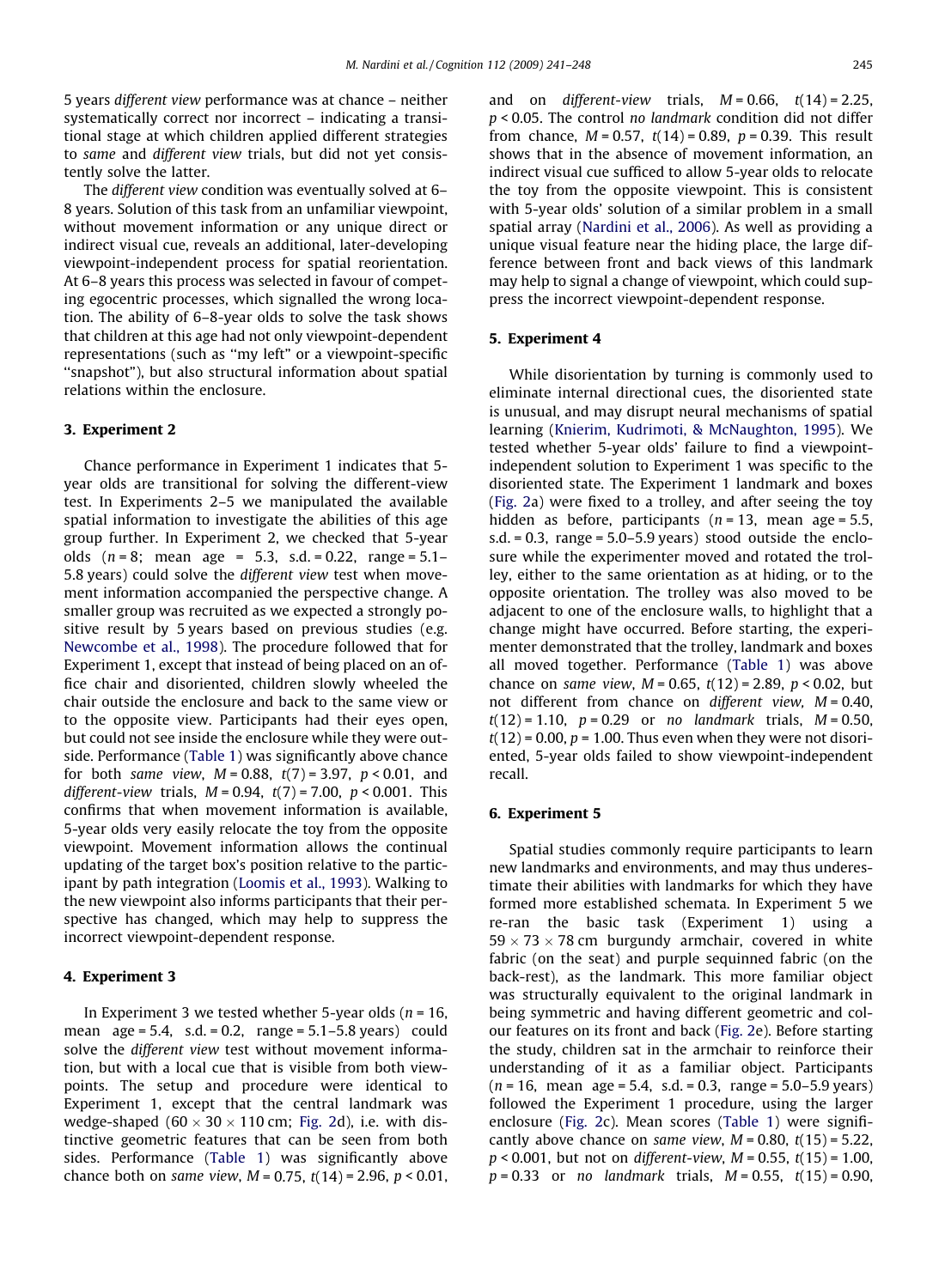5 years *different view* performance was at chance – neither systematically correct nor incorrect – indicating a transitional stage at which children applied different strategies to *same* and *different view* trials, but did not yet consistently solve the latter.

The *different view* condition was eventually solved at 6–8 years. Solution of this task from an unfamiliar viewpoint, without movement information or any unique direct or indirect visual cue, reveals an additional, later-developing viewpoint-independent process for spatial reorientation. At 6–8 years this process was selected in favour of competing egocentric processes, which signalled the wrong location. The ability of 6–8-year olds to solve the task shows that children at this age had not only viewpoint-dependent representations (such as "my left" or a viewpoint-specific "snapshot"), but also structural information about spatial relations within the enclosure.

## 3. Experiment 2

Chance performance in Experiment 1 indicates that 5-year olds are transitional for solving the different-view test. In Experiments 2–5 we manipulated the available spatial information to investigate the abilities of this age group further. In Experiment 2, we checked that 5-year olds ($n = 8$; mean age = 5.3, s.d. = 0.22, range = 5.1–5.8 years) could solve the *different view* test when movement information accompanied the perspective change. A smaller group was recruited as we expected a strongly positive result by 5 years based on previous studies (e.g. Newcombe et al., 1998). The procedure followed that for Experiment 1, except that instead of being placed on an office chair and disoriented, children slowly wheeled the chair outside the enclosure and back to the same view or to the opposite view. Participants had their eyes open, but could not see inside the enclosure while they were outside. Performance (Table 1) was significantly above chance for both *same view*, $M = 0.88$, $t(7) = 3.97$, $p < 0.01$, and *different-view* trials, $M = 0.94$, $t(7) = 7.00$, $p < 0.001$. This confirms that when movement information is available, 5-year olds very easily relocate the toy from the opposite viewpoint. Movement information allows the continual updating of the target box's position relative to the participant by path integration (Loomis et al., 1993). Walking to the new viewpoint also informs participants that their perspective has changed, which may help to suppress the incorrect viewpoint-dependent response.

## 4. Experiment 3

In Experiment 3 we tested whether 5-year olds ($n = 16$, mean age = 5.4, s.d. = 0.2, range = 5.1–5.8 years) could solve the *different view* test without movement information, but with a local cue that is visible from both viewpoints. The setup and procedure were identical to Experiment 1, except that the central landmark was wedge-shaped ($60 \times 30 \times 110$ cm; Fig. 2d), i.e. with distinctive geometric features that can be seen from both sides. Performance (Table 1) was significantly above chance both on *same view*, $M = 0.75$, $t(14) = 2.96$, $p < 0.01$, and on *different-view* trials, $M = 0.66$, $t(14) = 2.25$, $p < 0.05$. The control *no landmark* condition did not differ from chance, $M = 0.57$, $t(14) = 0.89$, $p = 0.39$. This result shows that in the absence of movement information, an indirect visual cue sufficed to allow 5-year olds to relocate the toy from the opposite viewpoint. This is consistent with 5-year olds' solution of a similar problem in a small spatial array (Nardini et al., 2006). As well as providing a unique visual feature near the hiding place, the large difference between front and back views of this landmark may help to signal a change of viewpoint, which could suppress the incorrect viewpoint-dependent response.

## 5. Experiment 4

While disorientation by turning is commonly used to eliminate internal directional cues, the disoriented state is unusual, and may disrupt neural mechanisms of spatial learning (Knierim, Kudrimoti, & McNaughton, 1995). We tested whether 5-year olds' failure to find a viewpoint-independent solution to Experiment 1 was specific to the disoriented state. The Experiment 1 landmark and boxes (Fig. 2a) were fixed to a trolley, and after seeing the toy hidden as before, participants ($n = 13$, mean age = 5.5, s.d. = 0.3, range = 5.0–5.9 years) stood outside the enclosure while the experimenter moved and rotated the trolley, either to the same orientation as at hiding, or to the opposite orientation. The trolley was also moved to be adjacent to one of the enclosure walls, to highlight that a change might have occurred. Before starting, the experimenter demonstrated that the trolley, landmark and boxes all moved together. Performance (Table 1) was above chance on *same view*, $M = 0.65$, $t(12) = 2.89$, $p < 0.02$, but not different from chance on *different view*, $M = 0.40$, $t(12) = 1.10$, $p = 0.29$ or *no landmark* trials, $M = 0.50$, $t(12) = 0.00$, $p = 1.00$. Thus even when they were not disoriented, 5-year olds failed to show viewpoint-independent recall.

## 6. Experiment 5

Spatial studies commonly require participants to learn new landmarks and environments, and may thus underestimate their abilities with landmarks for which they have formed more established schemata. In Experiment 5 we re-ran the basic task (Experiment 1) using a $59 \times 73 \times 78$ cm burgundy armchair, covered in white fabric (on the seat) and purple sequinned fabric (on the back-rest), as the landmark. This more familiar object was structurally equivalent to the original landmark in being symmetric and having different geometric and colour features on its front and back (Fig. 2e). Before starting the study, children sat in the armchair to reinforce their understanding of it as a familiar object. Participants ($n = 16$, mean age = 5.4, s.d. = 0.3, range = 5.0–5.9 years) followed the Experiment 1 procedure, using the larger enclosure (Fig. 2c). Mean scores (Table 1) were significantly above chance on *same view*, $M = 0.80$, $t(15) = 5.22$, $p < 0.001$, but not on *different-view*, $M = 0.55$, $t(15) = 1.00$, $p = 0.33$ or *no landmark* trials, $M = 0.55$, $t(15) = 0.90$,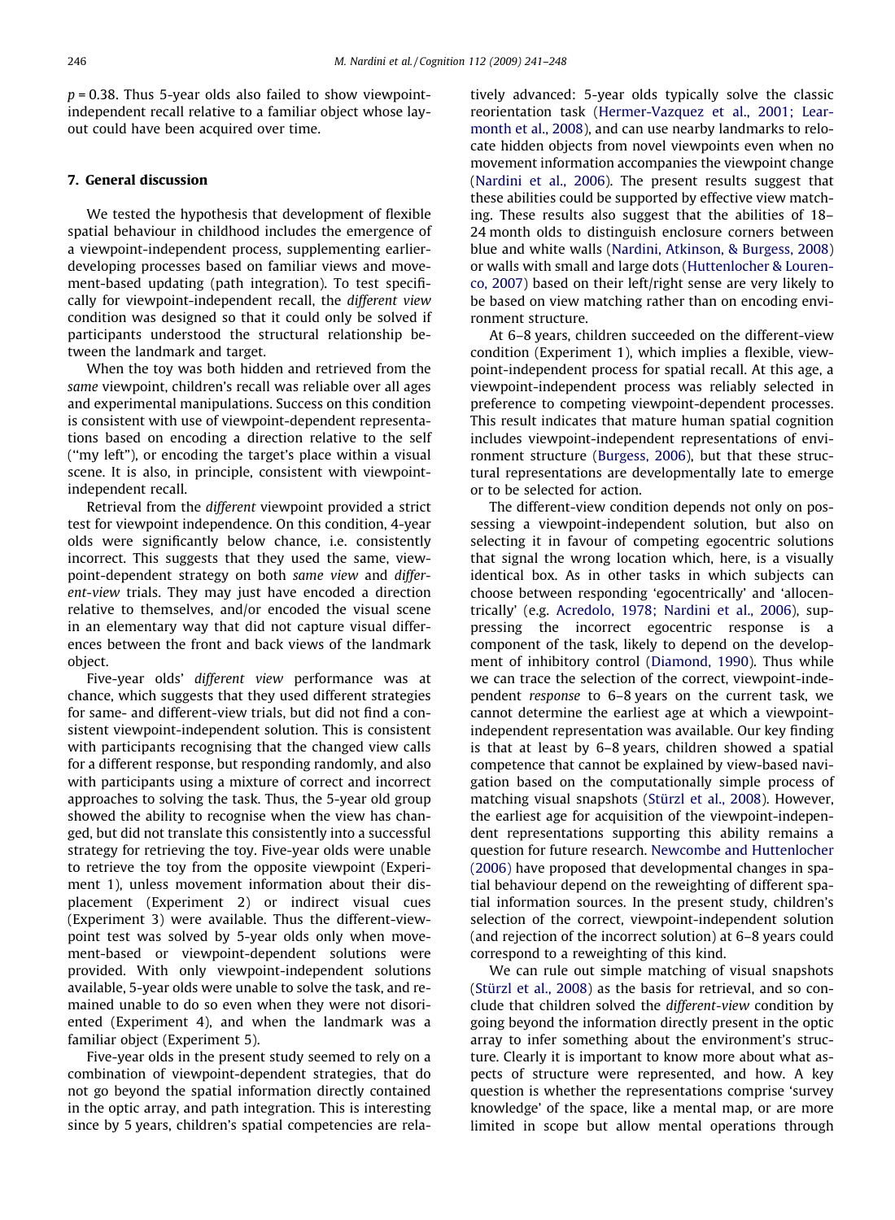$p = 0.38$. Thus 5-year olds also failed to show viewpoint-independent recall relative to a familiar object whose layout could have been acquired over time.

## 7. General discussion

We tested the hypothesis that development of flexible spatial behaviour in childhood includes the emergence of a viewpoint-independent process, supplementing earlier-developing processes based on familiar views and movement-based updating (path integration). To test specifically for viewpoint-independent recall, the *different view* condition was designed so that it could only be solved if participants understood the structural relationship between the landmark and target.

When the toy was both hidden and retrieved from the *same* viewpoint, children's recall was reliable over all ages and experimental manipulations. Success on this condition is consistent with use of viewpoint-dependent representations based on encoding a direction relative to the self ("my left"), or encoding the target's place within a visual scene. It is also, in principle, consistent with viewpoint-independent recall.

Retrieval from the *different* viewpoint provided a strict test for viewpoint independence. On this condition, 4-year olds were significantly below chance, i.e. consistently incorrect. This suggests that they used the same, viewpoint-dependent strategy on both *same view* and *different-view* trials. They may just have encoded a direction relative to themselves, and/or encoded the visual scene in an elementary way that did not capture visual differences between the front and back views of the landmark object.

Five-year olds' *different view* performance was at chance, which suggests that they used different strategies for same- and different-view trials, but did not find a consistent viewpoint-independent solution. This is consistent with participants recognising that the changed view calls for a different response, but responding randomly, and also with participants using a mixture of correct and incorrect approaches to solving the task. Thus, the 5-year old group showed the ability to recognise when the view has changed, but did not translate this consistently into a successful strategy for retrieving the toy. Five-year olds were unable to retrieve the toy from the opposite viewpoint (Experiment 1), unless movement information about their displacement (Experiment 2) or indirect visual cues (Experiment 3) were available. Thus the different-viewpoint test was solved by 5-year olds only when movement-based or viewpoint-dependent solutions were provided. With only viewpoint-independent solutions available, 5-year olds were unable to solve the task, and remained unable to do so even when they were not disoriented (Experiment 4), and when the landmark was a familiar object (Experiment 5).

Five-year olds in the present study seemed to rely on a combination of viewpoint-dependent strategies, that do not go beyond the spatial information directly contained in the optic array, and path integration. This is interesting since by 5 years, children's spatial competencies are relatively advanced: 5-year olds typically solve the classic reorientation task (Hermer-Vazquez et al., 2001; Learmonth et al., 2008), and can use nearby landmarks to relocate hidden objects from novel viewpoints even when no movement information accompanies the viewpoint change (Nardini et al., 2006). The present results suggest that these abilities could be supported by effective view matching. These results also suggest that the abilities of 18–24 month olds to distinguish enclosure corners between blue and white walls (Nardini, Atkinson, & Burgess, 2008) or walls with small and large dots (Huttenlocher & Lourenco, 2007) based on their left/right sense are very likely to be based on view matching rather than on encoding environment structure.

At 6–8 years, children succeeded on the different-view condition (Experiment 1), which implies a flexible, viewpoint-independent process for spatial recall. At this age, a viewpoint-independent process was reliably selected in preference to competing viewpoint-dependent processes. This result indicates that mature human spatial cognition includes viewpoint-independent representations of environment structure (Burgess, 2006), but that these structural representations are developmentally late to emerge or to be selected for action.

The different-view condition depends not only on possessing a viewpoint-independent solution, but also on selecting it in favour of competing egocentric solutions that signal the wrong location which, here, is a visually identical box. As in other tasks in which subjects can choose between responding 'egocentrically' and 'allocentrically' (e.g. Acredolo, 1978; Nardini et al., 2006), suppressing the incorrect egocentric response is a component of the task, likely to depend on the development of inhibitory control (Diamond, 1990). Thus while we can trace the selection of the correct, viewpoint-independent *response* to 6–8 years on the current task, we cannot determine the earliest age at which a viewpoint-independent representation was available. Our key finding is that at least by 6–8 years, children showed a spatial competence that cannot be explained by view-based navigation based on the computationally simple process of matching visual snapshots (Stürzl et al., 2008). However, the earliest age for acquisition of the viewpoint-independent representations supporting this ability remains a question for future research. Newcombe and Huttenlocher (2006) have proposed that developmental changes in spatial behaviour depend on the reweighting of different spatial information sources. In the present study, children's selection of the correct, viewpoint-independent solution (and rejection of the incorrect solution) at 6–8 years could correspond to a reweighting of this kind.

We can rule out simple matching of visual snapshots (Stürzl et al., 2008) as the basis for retrieval, and so conclude that children solved the *different-view* condition by going beyond the information directly present in the optic array to infer something about the environment's structure. Clearly it is important to know more about what aspects of structure were represented, and how. A key question is whether the representations comprise 'survey knowledge' of the space, like a mental map, or are more limited in scope but allow mental operations through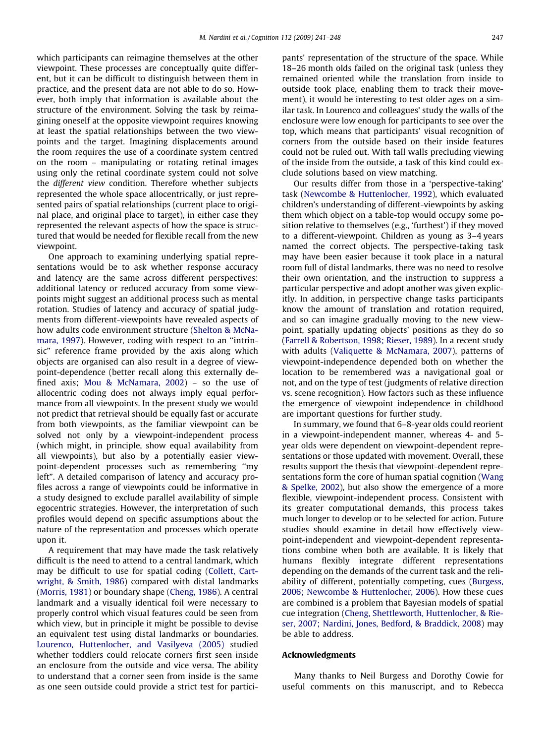which participants can reimagine themselves at the other viewpoint. These processes are conceptually quite different, but it can be difficult to distinguish between them in practice, and the present data are not able to do so. However, both imply that information is available about the structure of the environment. Solving the task by reimagining oneself at the opposite viewpoint requires knowing at least the spatial relationships between the two viewpoints and the target. Imagining displacements around the room requires the use of a coordinate system centred on the room – manipulating or rotating retinal images using only the retinal coordinate system could not solve the *different view* condition. Therefore whether subjects represented the whole space allocentrically, or just represented pairs of spatial relationships (current place to original place, and original place to target), in either case they represented the relevant aspects of how the space is structured that would be needed for flexible recall from the new viewpoint.

One approach to examining underlying spatial representations would be to ask whether response accuracy and latency are the same across different perspectives: additional latency or reduced accuracy from some viewpoints might suggest an additional process such as mental rotation. Studies of latency and accuracy of spatial judgments from different-viewpoints have revealed aspects of how adults code environment structure (Shelton & McNamara, 1997). However, coding with respect to an "intrinsic" reference frame provided by the axis along which objects are organised can also result in a degree of viewpoint-dependence (better recall along this externally defined axis; Mou & McNamara, 2002) – so the use of allocentric coding does not always imply equal performance from all viewpoints. In the present study we would not predict that retrieval should be equally fast or accurate from both viewpoints, as the familiar viewpoint can be solved not only by a viewpoint-independent process (which might, in principle, show equal availability from all viewpoints), but also by a potentially easier viewpoint-dependent processes such as remembering "my left". A detailed comparison of latency and accuracy profiles across a range of viewpoints could be informative in a study designed to exclude parallel availability of simple egocentric strategies. However, the interpretation of such profiles would depend on specific assumptions about the nature of the representation and processes which operate upon it.

A requirement that may have made the task relatively difficult is the need to attend to a central landmark, which may be difficult to use for spatial coding (Collett, Cartwright, & Smith, 1986) compared with distal landmarks (Morris, 1981) or boundary shape (Cheng, 1986). A central landmark and a visually identical foil were necessary to properly control which visual features could be seen from which view, but in principle it might be possible to devise an equivalent test using distal landmarks or boundaries. Lourenco, Huttenlocher, and Vasilyeva (2005) studied whether toddlers could relocate corners first seen inside an enclosure from the outside and vice versa. The ability to understand that a corner seen from inside is the same as one seen outside could provide a strict test for participants' representation of the structure of the space. While 18–26 month olds failed on the original task (unless they remained oriented while the translation from inside to outside took place, enabling them to track their movement), it would be interesting to test older ages on a similar task. In Lourenco and colleagues' study the walls of the enclosure were low enough for participants to see over the top, which means that participants' visual recognition of corners from the outside based on their inside features could not be ruled out. With tall walls precluding viewing of the inside from the outside, a task of this kind could exclude solutions based on view matching.

Our results differ from those in a 'perspective-taking' task (Newcombe & Huttenlocher, 1992), which evaluated children's understanding of different-viewpoints by asking them which object on a table-top would occupy some position relative to themselves (e.g., 'furthest') if they moved to a different-viewpoint. Children as young as 3–4 years named the correct objects. The perspective-taking task may have been easier because it took place in a natural room full of distal landmarks, there was no need to resolve their own orientation, and the instruction to suppress a particular perspective and adopt another was given explicitly. In addition, in perspective change tasks participants know the amount of translation and rotation required, and so can imagine gradually moving to the new viewpoint, spatially updating objects' positions as they do so (Farrell & Robertson, 1998; Rieser, 1989). In a recent study with adults (Valiquette & McNamara, 2007), patterns of viewpoint-independence depended both on whether the location to be remembered was a navigational goal or not, and on the type of test (judgments of relative direction vs. scene recognition). How factors such as these influence the emergence of viewpoint independence in childhood are important questions for further study.

In summary, we found that 6–8-year olds could reorient in a viewpoint-independent manner, whereas 4- and 5-year olds were dependent on viewpoint-dependent representations or those updated with movement. Overall, these results support the thesis that viewpoint-dependent representations form the core of human spatial cognition (Wang & Spelke, 2002), but also show the emergence of a more flexible, viewpoint-independent process. Consistent with its greater computational demands, this process takes much longer to develop or to be selected for action. Future studies should examine in detail how effectively viewpoint-independent and viewpoint-dependent representations combine when both are available. It is likely that humans flexibly integrate different representations depending on the demands of the current task and the reliability of different, potentially competing, cues (Burgess, 2006; Newcombe & Huttenlocher, 2006). How these cues are combined is a problem that Bayesian models of spatial cue integration (Cheng, Shettleworth, Huttenlocher, & Rieser, 2007; Nardini, Jones, Bedford, & Braddick, 2008) may be able to address.

## Acknowledgments

Many thanks to Neil Burgess and Dorothy Cowie for useful comments on this manuscript, and to Rebecca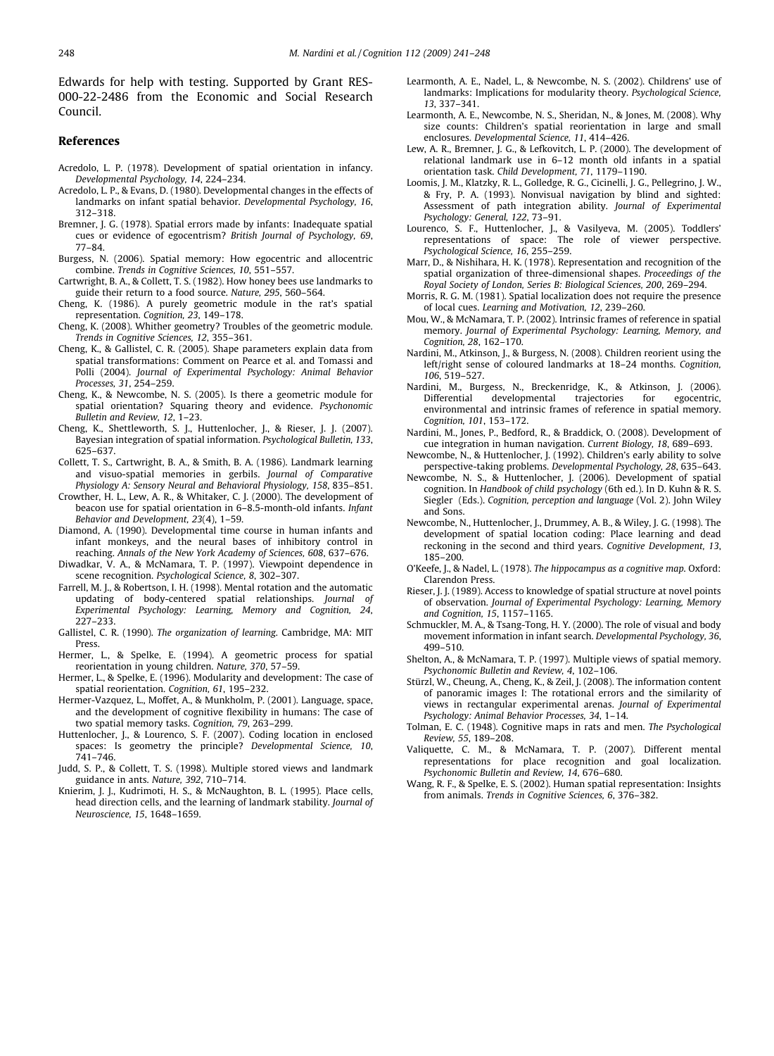Edwards for help with testing. Supported by Grant RES-000-22-2486 from the Economic and Social Research Council.

## References

Acredolo, L. P. (1978). Development of spatial orientation in infancy. *Developmental Psychology, 14*, 224–234.

Acredolo, L. P., & Evans, D. (1980). Developmental changes in the effects of landmarks on infant spatial behavior. *Developmental Psychology, 16*, 312–318.

Bremner, J. G. (1978). Spatial errors made by infants: Inadequate spatial cues or evidence of egocentrism? *British Journal of Psychology, 69*, 77–84.

Burgess, N. (2006). Spatial memory: How egocentric and allocentric combine. *Trends in Cognitive Sciences, 10*, 551–557.

Cartwright, B. A., & Collett, T. S. (1982). How honey bees use landmarks to guide their return to a food source. *Nature, 295*, 560–564.

Cheng, K. (1986). A purely geometric module in the rat's spatial representation. *Cognition, 23*, 149–178.

Cheng, K. (2008). Whither geometry? Troubles of the geometric module. *Trends in Cognitive Sciences, 12*, 355–361.

Cheng, K., & Gallistel, C. R. (2005). Shape parameters explain data from spatial transformations: Comment on Pearce et al. and Tomassi and Polli (2004). *Journal of Experimental Psychology: Animal Behavior Processes, 31*, 254–259.

Cheng, K., & Newcombe, N. S. (2005). Is there a geometric module for spatial orientation? Squaring theory and evidence. *Psychonomic Bulletin and Review, 12*, 1–23.

Cheng, K., Shettleworth, S. J., Huttenlocher, J., & Rieser, J. J. (2007). Bayesian integration of spatial information. *Psychological Bulletin, 133*, 625–637.

Collett, T. S., Cartwright, B. A., & Smith, B. A. (1986). Landmark learning and visuo-spatial memories in gerbils. *Journal of Comparative Physiology A: Sensory Neural and Behavioral Physiology, 158*, 835–851.

Crowther, H. L., Lew, A. R., & Whitaker, C. J. (2000). The development of beacon use for spatial orientation in 6–8.5-month-old infants. *Infant Behavior and Development, 23*(4), 1–59.

Diamond, A. (1990). Developmental time course in human infants and infant monkeys, and the neural bases of inhibitory control in reaching. *Annals of the New York Academy of Sciences, 608*, 637–676.

Diwadkar, V. A., & McNamara, T. P. (1997). Viewpoint dependence in scene recognition. *Psychological Science, 8*, 302–307.

Farrell, M. J., & Robertson, I. H. (1998). Mental rotation and the automatic updating of body-centered spatial relationships. *Journal of Experimental Psychology: Learning, Memory and Cognition, 24*, 227–233.

Gallistel, C. R. (1990). *The organization of learning*. Cambridge, MA: MIT Press.

Hermer, L., & Spelke, E. (1994). A geometric process for spatial reorientation in young children. *Nature, 370*, 57–59.

Hermer, L., & Spelke, E. (1996). Modularity and development: The case of spatial reorientation. *Cognition, 61*, 195–232.

Hermer-Vazquez, L., Moffet, A., & Munkholm, P. (2001). Language, space, and the development of cognitive flexibility in humans: The case of two spatial memory tasks. *Cognition, 79*, 263–299.

Huttenlocher, J., & Lourenco, S. F. (2007). Coding location in enclosed spaces: Is geometry the principle? *Developmental Science, 10*, 741–746.

Judd, S. P., & Collett, T. S. (1998). Multiple stored views and landmark guidance in ants. *Nature, 392*, 710–714.

Knierim, J. J., Kudrimoti, H. S., & McNaughton, B. L. (1995). Place cells, head direction cells, and the learning of landmark stability. *Journal of Neuroscience, 15*, 1648–1659.

Learmonth, A. E., Nadel, L., & Newcombe, N. S. (2002). Childrens' use of landmarks: Implications for modularity theory. *Psychological Science, 13*, 337–341.

Learmonth, A. E., Newcombe, N. S., Sheridan, N., & Jones, M. (2008). Why size counts: Children's spatial reorientation in large and small enclosures. *Developmental Science, 11*, 414–426.

Lew, A. R., Bremner, J. G., & Lefkovitch, L. P. (2000). The development of relational landmark use in 6–12 month old infants in a spatial orientation task. *Child Development, 71*, 1179–1190.

Loomis, J. M., Klatzky, R. L., Golledge, R. G., Cicinelli, J. G., Pellegrino, J. W., & Fry, P. A. (1993). Nonvisual navigation by blind and sighted: Assessment of path integration ability. *Journal of Experimental Psychology: General, 122*, 73–91.

Lourenco, S. F., Huttenlocher, J., & Vasilyeva, M. (2005). Toddlers' representations of space: The role of viewer perspective. *Psychological Science, 16*, 255–259.

Marr, D., & Nishihara, H. K. (1978). Representation and recognition of the spatial organization of three-dimensional shapes. *Proceedings of the Royal Society of London, Series B: Biological Sciences, 200*, 269–294.

Morris, R. G. M. (1981). Spatial localization does not require the presence of local cues. *Learning and Motivation, 12*, 239–260.

Mou, W., & McNamara, T. P. (2002). Intrinsic frames of reference in spatial memory. *Journal of Experimental Psychology: Learning, Memory, and Cognition, 28*, 162–170.

Nardini, M., Atkinson, J., & Burgess, N. (2008). Children reorient using the left/right sense of coloured landmarks at 18–24 months. *Cognition, 106*, 519–527.

Nardini, M., Burgess, N., Breckenridge, K., & Atkinson, J. (2006). Differential developmental trajectories for egocentric, environmental and intrinsic frames of reference in spatial memory. *Cognition, 101*, 153–172.

Nardini, M., Jones, P., Bedford, R., & Braddick, O. (2008). Development of cue integration in human navigation. *Current Biology, 18*, 689–693.

Newcombe, N., & Huttenlocher, J. (1992). Children's early ability to solve perspective-taking problems. *Developmental Psychology, 28*, 635–643.

Newcombe, N. S., & Huttenlocher, J. (2006). Development of spatial cognition. In *Handbook of child psychology* (6th ed.). In D. Kuhn & R. S. Siegler (Eds.). *Cognition, perception and language* (Vol. 2). John Wiley and Sons.

Newcombe, N., Huttenlocher, J., Drummey, A. B., & Wiley, J. G. (1998). The development of spatial location coding: Place learning and dead reckoning in the second and third years. *Cognitive Development, 13*, 185–200.

O'Keefe, J., & Nadel, L. (1978). *The hippocampus as a cognitive map*. Oxford: Clarendon Press.

Rieser, J. J. (1989). Access to knowledge of spatial structure at novel points of observation. *Journal of Experimental Psychology: Learning, Memory and Cognition, 15*, 1157–1165.

Schmuckler, M. A., & Tsang-Tong, H. Y. (2000). The role of visual and body movement information in infant search. *Developmental Psychology, 36*, 499–510.

Shelton, A., & McNamara, T. P. (1997). Multiple views of spatial memory. *Psychonomic Bulletin and Review, 4*, 102–106.

Stürzl, W., Cheung, A., Cheng, K., & Zeil, J. (2008). The information content of panoramic images I: The rotational errors and the similarity of views in rectangular experimental arenas. *Journal of Experimental Psychology: Animal Behavior Processes, 34*, 1–14.

Tolman, E. C. (1948). Cognitive maps in rats and men. *The Psychological Review, 55*, 189–208.

Valiquette, C. M., & McNamara, T. P. (2007). Different mental representations for place recognition and goal localization. *Psychonomic Bulletin and Review, 14*, 676–680.

Wang, R. F., & Spelke, E. S. (2002). Human spatial representation: Insights from animals. *Trends in Cognitive Sciences, 6*, 376–382.